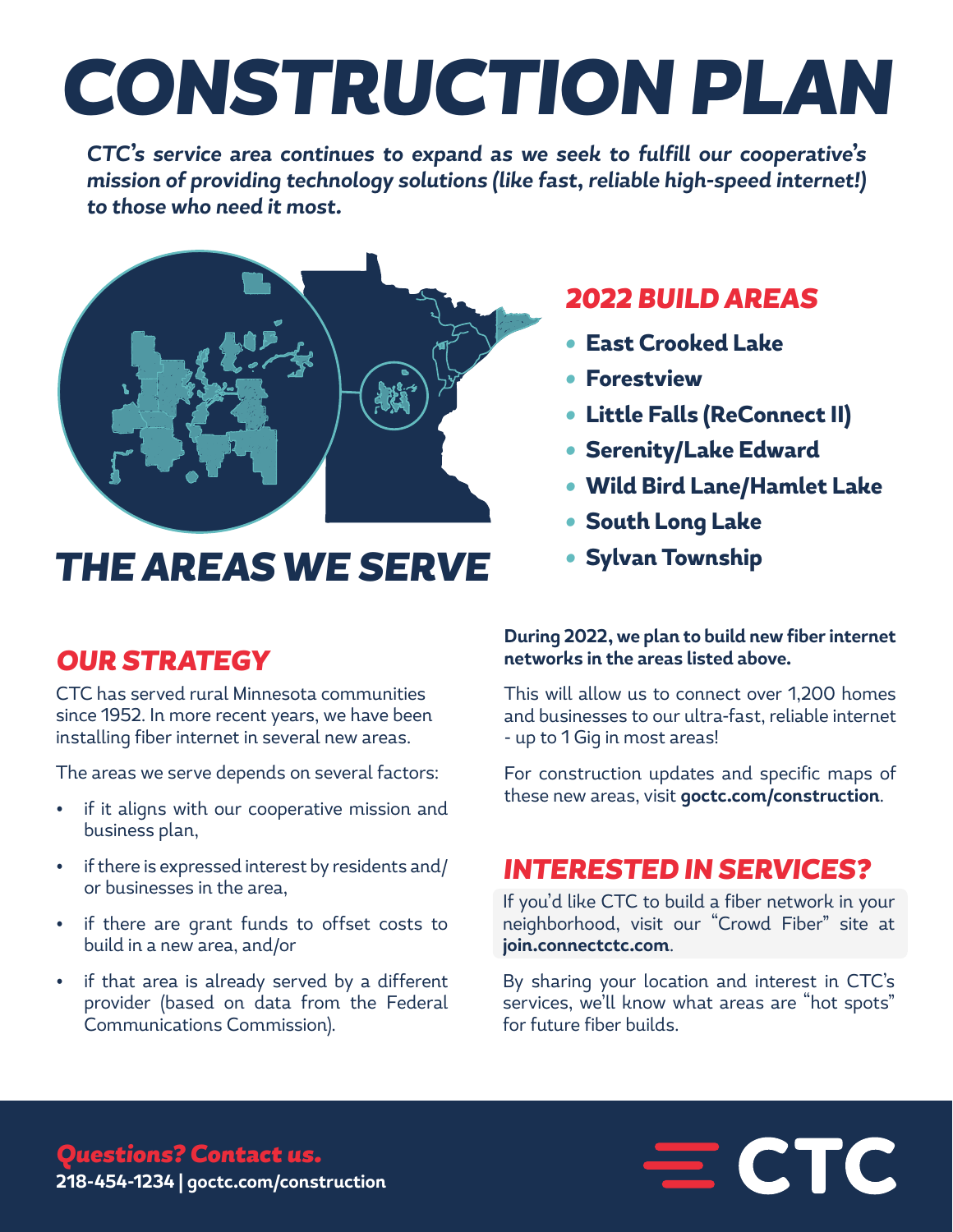# CONSTRUCTION PLAN

***CTC's service area continues to expand as we seek to fulfill our cooperative's mission of providing technology solutions (like fast, reliable high-speed internet!) to those who need it most.***

## THE AREAS WE SERVE

## 2022 BUILD AREAS

- **East Crooked Lake**
- **Forestview**
- **Little Falls (ReConnect II)**
- **Serenity/Lake Edward**
- **Wild Bird Lane/Hamlet Lake**
- **South Long Lake**
- **Sylvan Township**

## OUR STRATEGY

CTC has served rural Minnesota communities since 1952. In more recent years, we have been installing fiber internet in several new areas.

The areas we serve depends on several factors:

- if it aligns with our cooperative mission and business plan,
- if there is expressed interest by residents and/or businesses in the area,
- if there are grant funds to offset costs to build in a new area, and/or
- if that area is already served by a different provider (based on data from the Federal Communications Commission).

**During 2022, we plan to build new fiber internet networks in the areas listed above.**

This will allow us to connect over 1,200 homes and businesses to our ultra-fast, reliable internet - up to 1 Gig in most areas!

For construction updates and specific maps of these new areas, visit **goctc.com/construction**.

## INTERESTED IN SERVICES?

If you'd like CTC to build a fiber network in your neighborhood, visit our "Crowd Fiber" site at **join.connectctc.com**.

By sharing your location and interest in CTC's services, we'll know what areas are "hot spots" for future fiber builds.

***Questions? Contact us.***
**218-454-1234 | goctc.com/construction**

CTC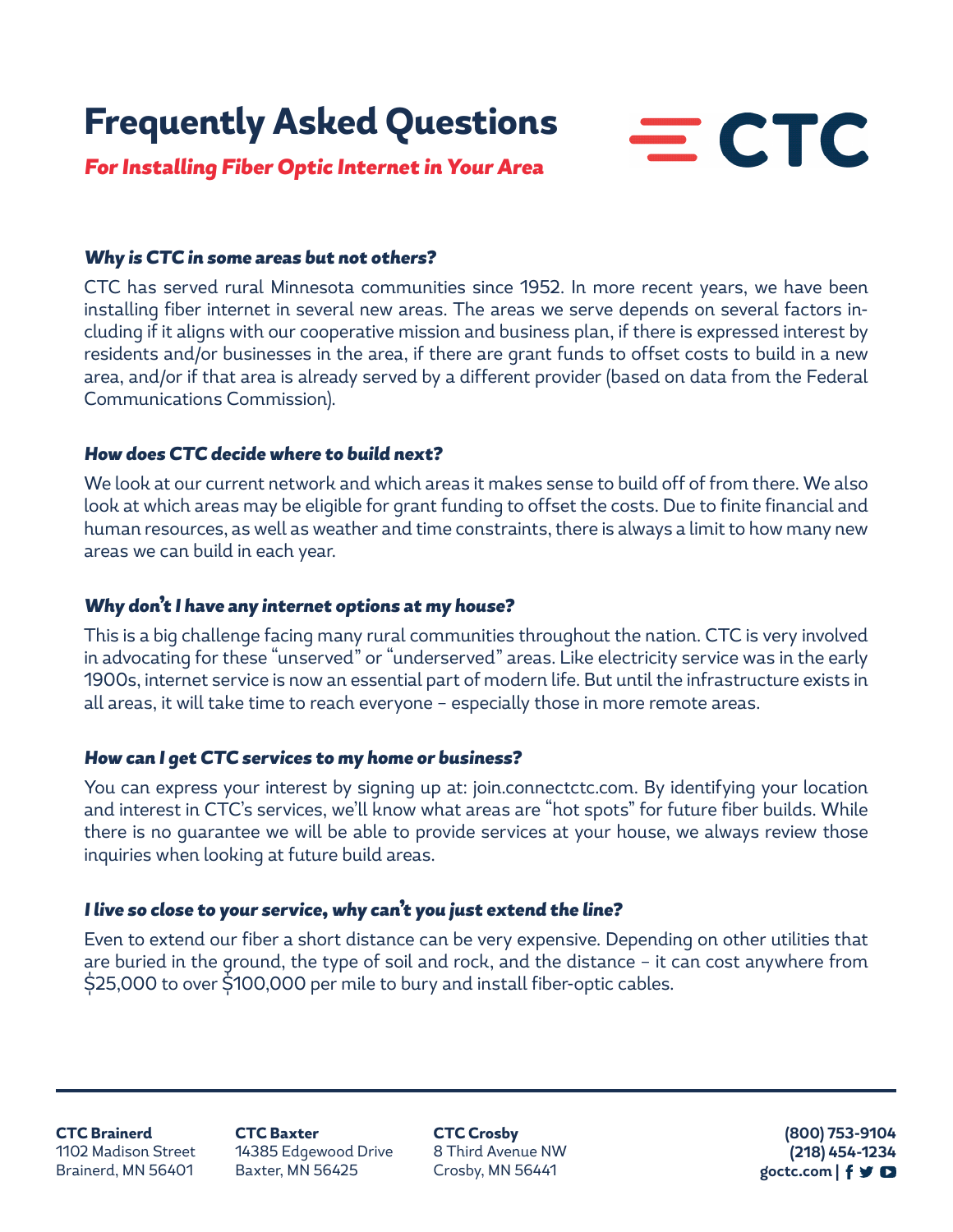# Frequently Asked Questions

***For Installing Fiber Optic Internet in Your Area***

CTC

***Why is CTC in some areas but not others?***

CTC has served rural Minnesota communities since 1952. In more recent years, we have been installing fiber internet in several new areas. The areas we serve depends on several factors including if it aligns with our cooperative mission and business plan, if there is expressed interest by residents and/or businesses in the area, if there are grant funds to offset costs to build in a new area, and/or if that area is already served by a different provider (based on data from the Federal Communications Commission).

***How does CTC decide where to build next?***

We look at our current network and which areas it makes sense to build off of from there. We also look at which areas may be eligible for grant funding to offset the costs. Due to finite financial and human resources, as well as weather and time constraints, there is always a limit to how many new areas we can build in each year.

***Why don't I have any internet options at my house?***

This is a big challenge facing many rural communities throughout the nation. CTC is very involved in advocating for these "unserved" or "underserved" areas. Like electricity service was in the early 1900s, internet service is now an essential part of modern life. But until the infrastructure exists in all areas, it will take time to reach everyone – especially those in more remote areas.

***How can I get CTC services to my home or business?***

You can express your interest by signing up at: join.connectctc.com. By identifying your location and interest in CTC's services, we'll know what areas are "hot spots" for future fiber builds. While there is no guarantee we will be able to provide services at your house, we always review those inquiries when looking at future build areas.

***I live so close to your service, why can't you just extend the line?***

Even to extend our fiber a short distance can be very expensive. Depending on other utilities that are buried in the ground, the type of soil and rock, and the distance – it can cost anywhere from $25,000 to over $100,000 per mile to bury and install fiber-optic cables.

---

**CTC Brainerd**
1102 Madison Street
Brainerd, MN 56401

**CTC Baxter**
14385 Edgewood Drive
Baxter, MN 56425

**CTC Crosby**
8 Third Avenue NW
Crosby, MN 56441

**(800) 753-9104**
**(218) 454-1234**
**goctc.com**